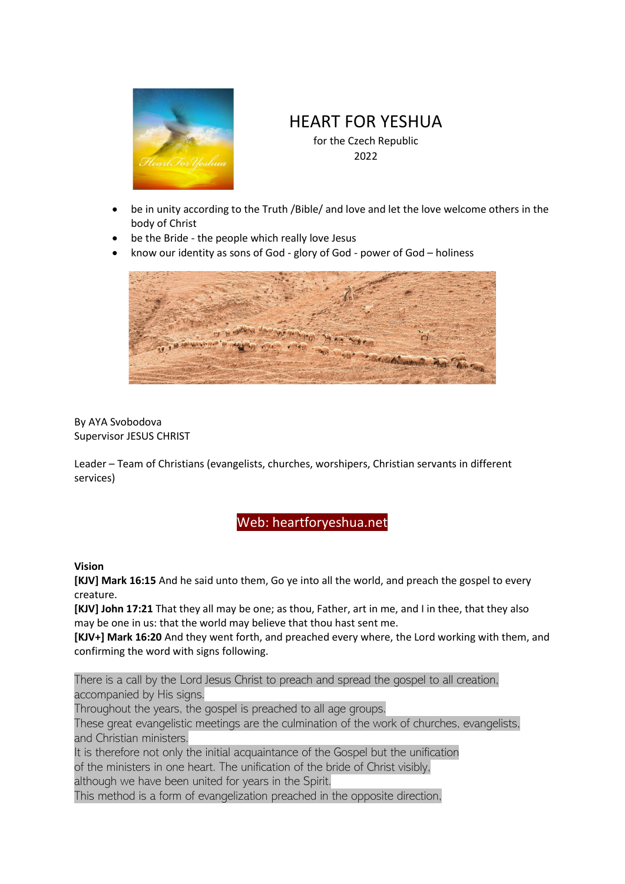# HEART FOR YESHUA

for the Czech Republic
2022

- be in unity according to the Truth /Bible/ and love and let the love welcome others in the body of Christ
- be the Bride - the people which really love Jesus
- know our identity as sons of God - glory of God - power of God – holiness

By AYA Svobodova
Supervisor JESUS CHRIST

Leader – Team of Christians (evangelists, churches, worshipers, Christian servants in different services)

Web: heartforyeshua.net

**Vision**

**[KJV] Mark 16:15** And he said unto them, Go ye into all the world, and preach the gospel to every creature.
**[KJV] John 17:21** That they all may be one; as thou, Father, art in me, and I in thee, that they also may be one in us: that the world may believe that thou hast sent me.
**[KJV+] Mark 16:20** And they went forth, and preached every where, the Lord working with them, and confirming the word with signs following.

There is a call by the Lord Jesus Christ to preach and spread the gospel to all creation, accompanied by His signs.
Throughout the years, the gospel is preached to all age groups.
These great evangelistic meetings are the culmination of the work of churches, evangelists, and Christian ministers.
It is therefore not only the initial acquaintance of the Gospel but the unification of the ministers in one heart. The unification of the bride of Christ visibly, although we have been united for years in the Spirit.
This method is a form of evangelization preached in the opposite direction,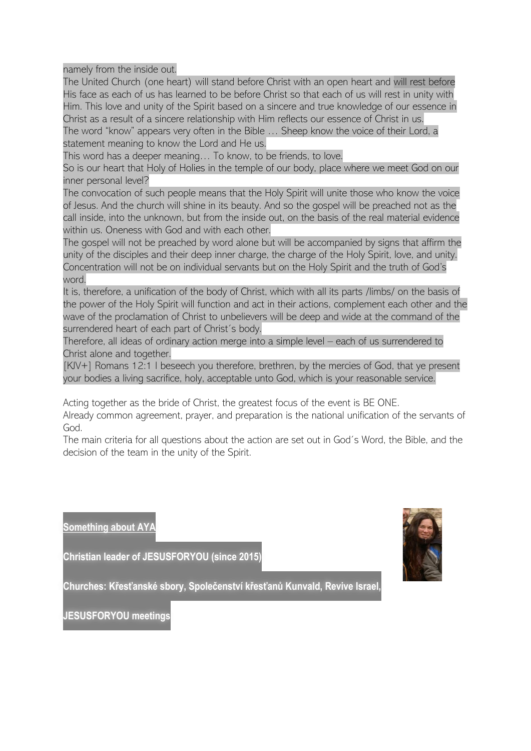namely from the inside out.

The United Church (one heart) will stand before Christ with an open heart and will rest before His face as each of us has learned to be before Christ so that each of us will rest in unity with Him. This love and unity of the Spirit based on a sincere and true knowledge of our essence in Christ as a result of a sincere relationship with Him reflects our essence of Christ in us.

The word "know" appears very often in the Bible … Sheep know the voice of their Lord, a statement meaning to know the Lord and He us.

This word has a deeper meaning… To know, to be friends, to love.

So is our heart that Holy of Holies in the temple of our body, place where we meet God on our inner personal level?

The convocation of such people means that the Holy Spirit will unite those who know the voice of Jesus. And the church will shine in its beauty. And so the gospel will be preached not as the call inside, into the unknown, but from the inside out, on the basis of the real material evidence within us. Oneness with God and with each other.

The gospel will not be preached by word alone but will be accompanied by signs that affirm the unity of the disciples and their deep inner charge, the charge of the Holy Spirit, love, and unity. Concentration will not be on individual servants but on the Holy Spirit and the truth of God's word.

It is, therefore, a unification of the body of Christ, which with all its parts /limbs/ on the basis of the power of the Holy Spirit will function and act in their actions, complement each other and the wave of the proclamation of Christ to unbelievers will be deep and wide at the command of the surrendered heart of each part of Christ´s body.

Therefore, all ideas of ordinary action merge into a simple level – each of us surrendered to Christ alone and together.

[KJV+] Romans 12:1 I beseech you therefore, brethren, by the mercies of God, that ye present your bodies a living sacrifice, holy, acceptable unto God, which is your reasonable service.

Acting together as the bride of Christ, the greatest focus of the event is BE ONE.

Already common agreement, prayer, and preparation is the national unification of the servants of God.

The main criteria for all questions about the action are set out in God´s Word, the Bible, and the decision of the team in the unity of the Spirit.

**Something about AYA**

**Christian leader of JESUSFORYOU (since 2015)**

**Churches: Křesťanské sbory, Společenství křesťanů Kunvald, Revive Israel,**

**JESUSFORYOU meetings**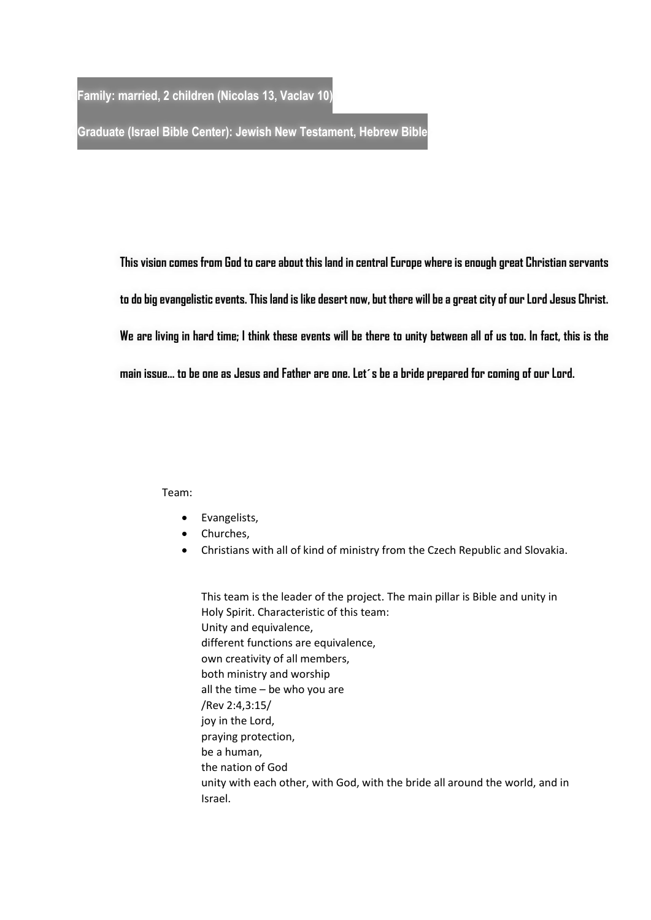**Family: married, 2 children (Nicolas 13, Vaclav 10)**

**Graduate (Israel Bible Center): Jewish New Testament, Hebrew Bible**

**This vision comes from God to care about this land in central Europe where is enough great Christian servants to do big evangelistic events. This land is like desert now, but there will be a great city of our Lord Jesus Christ. We are living in hard time; I think these events will be there to unity between all of us too. In fact, this is the main issue... to be one as Jesus and Father are one. Let´s be a bride prepared for coming of our Lord.**

Team:

- Evangelists,
- Churches,
- Christians with all of kind of ministry from the Czech Republic and Slovakia.

This team is the leader of the project. The main pillar is Bible and unity in Holy Spirit. Characteristic of this team:
Unity and equivalence,
different functions are equivalence,
own creativity of all members,
both ministry and worship
all the time – be who you are
/Rev 2:4,3:15/
joy in the Lord,
praying protection,
be a human,
the nation of God
unity with each other, with God, with the bride all around the world, and in Israel.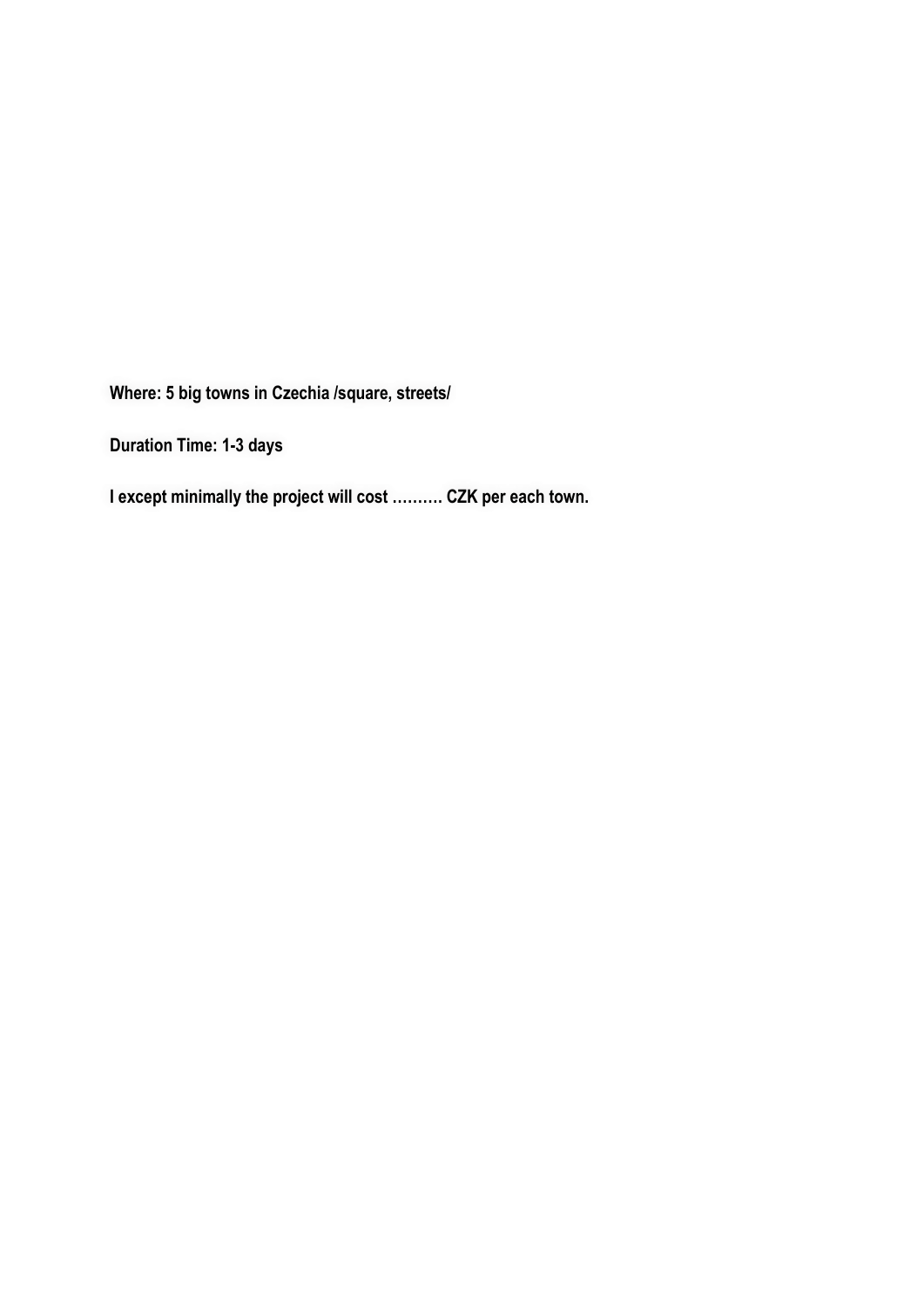**Where: 5 big towns in Czechia /square, streets/**

**Duration Time: 1-3 days**

**I except minimally the project will cost ………. CZK per each town.**